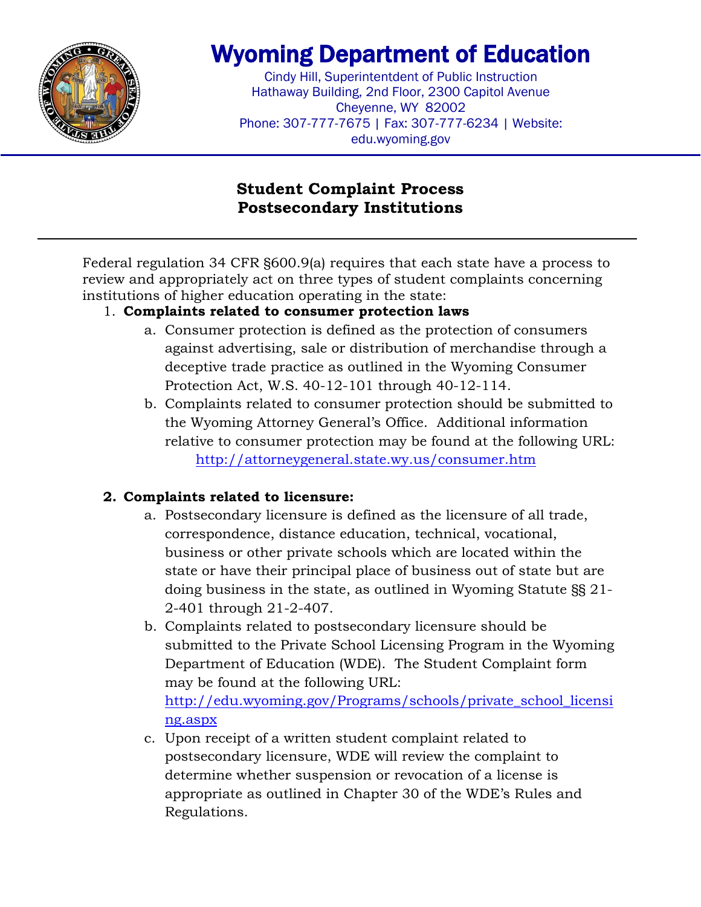# Wyoming Department of Education

Cindy Hill, Superintentdent of Public Instruction
Hathaway Building, 2nd Floor, 2300 Capitol Avenue
Cheyenne, WY 82002
Phone: 307-777-7675 | Fax: 307-777-6234 | Website: edu.wyoming.gov

## Student Complaint Process
## Postsecondary Institutions

Federal regulation 34 CFR §600.9(a) requires that each state have a process to review and appropriately act on three types of student complaints concerning institutions of higher education operating in the state:

1. **Complaints related to consumer protection laws**
   a. Consumer protection is defined as the protection of consumers against advertising, sale or distribution of merchandise through a deceptive trade practice as outlined in the Wyoming Consumer Protection Act, W.S. 40-12-101 through 40-12-114.
   b. Complaints related to consumer protection should be submitted to the Wyoming Attorney General's Office. Additional information relative to consumer protection may be found at the following URL: http://attorneygeneral.state.wy.us/consumer.htm

2. **Complaints related to licensure:**
   a. Postsecondary licensure is defined as the licensure of all trade, correspondence, distance education, technical, vocational, business or other private schools which are located within the state or have their principal place of business out of state but are doing business in the state, as outlined in Wyoming Statute §§ 21-2-401 through 21-2-407.
   b. Complaints related to postsecondary licensure should be submitted to the Private School Licensing Program in the Wyoming Department of Education (WDE). The Student Complaint form may be found at the following URL: http://edu.wyoming.gov/Programs/schools/private_school_licensing.aspx
   c. Upon receipt of a written student complaint related to postsecondary licensure, WDE will review the complaint to determine whether suspension or revocation of a license is appropriate as outlined in Chapter 30 of the WDE's Rules and Regulations.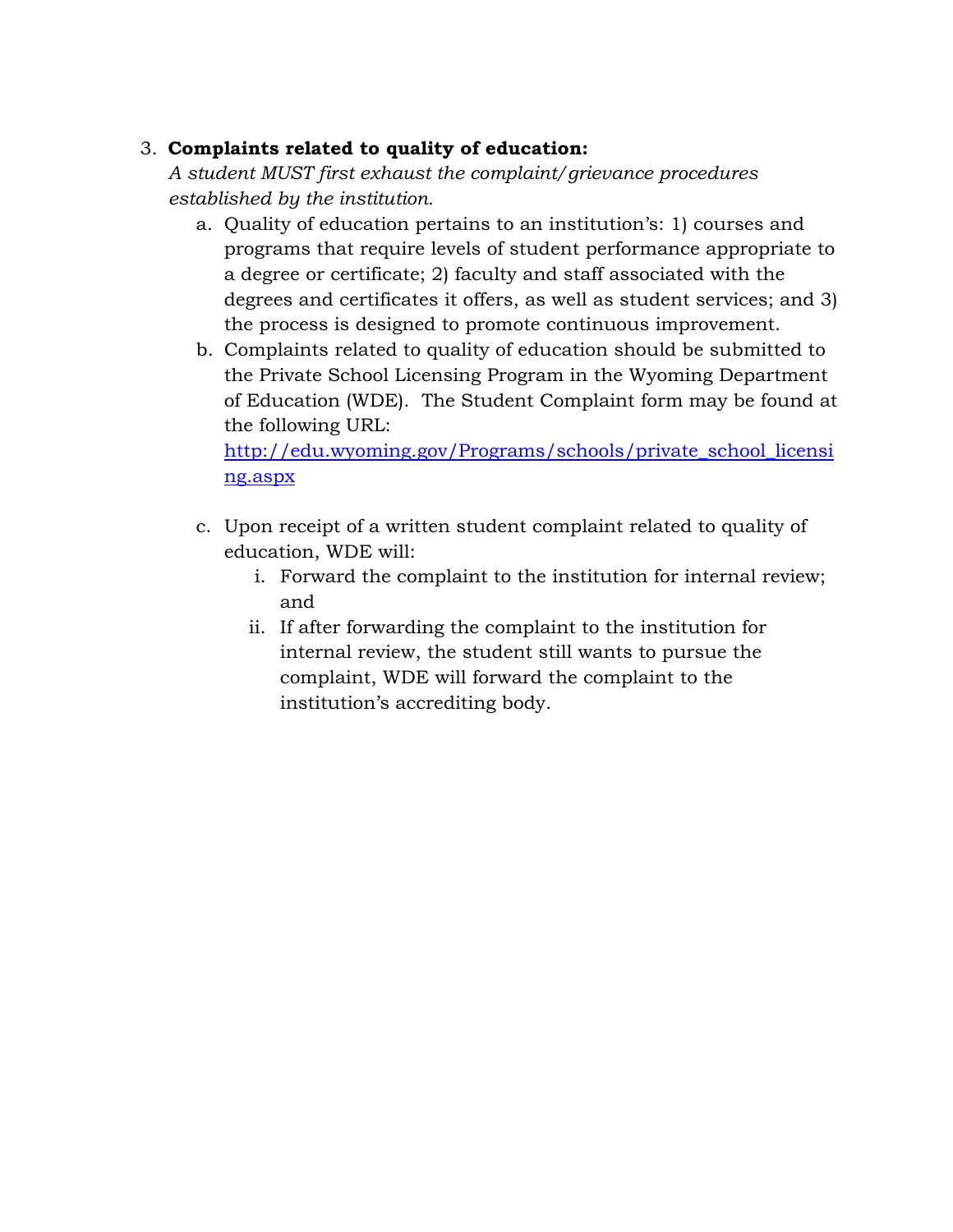3. **Complaints related to quality of education:**
   *A student MUST first exhaust the complaint/grievance procedures established by the institution.*
   a. Quality of education pertains to an institution's: 1) courses and programs that require levels of student performance appropriate to a degree or certificate; 2) faculty and staff associated with the degrees and certificates it offers, as well as student services; and 3) the process is designed to promote continuous improvement.
   b. Complaints related to quality of education should be submitted to the Private School Licensing Program in the Wyoming Department of Education (WDE). The Student Complaint form may be found at the following URL: [http://edu.wyoming.gov/Programs/schools/private_school_licensing.aspx](http://edu.wyoming.gov/Programs/schools/private_school_licensing.aspx)

   c. Upon receipt of a written student complaint related to quality of education, WDE will:
      i. Forward the complaint to the institution for internal review; and
      ii. If after forwarding the complaint to the institution for internal review, the student still wants to pursue the complaint, WDE will forward the complaint to the institution's accrediting body.